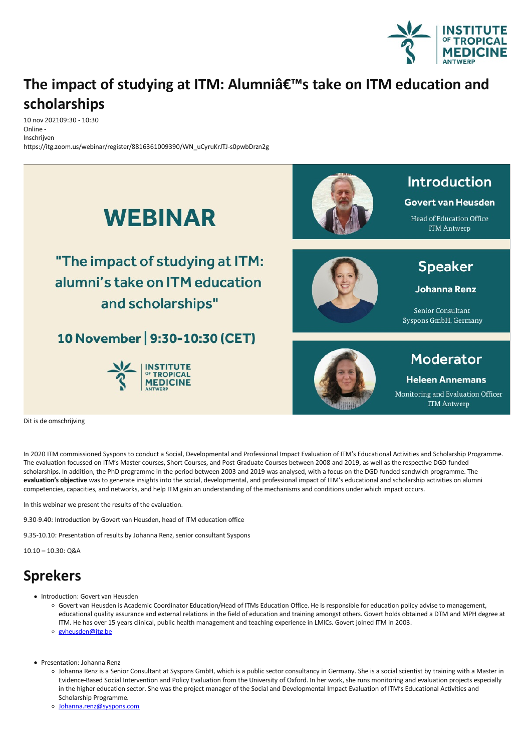# The impact of studying at ITM: Alumniâ€™s take on ITM education and scholarships

10 nov 202109:30 - 10:30
Online -
Inschrijven
https://itg.zoom.us/webinar/register/8816361009390/WN_uCyruKrJTJ-s0pwbDrzn2g

WEBINAR

"The impact of studying at ITM: alumni's take on ITM education and scholarships"

10 November | 9:30-10:30 (CET)

INSTITUTE OF TROPICAL MEDICINE ANTWERP

Introduction
Govert van Heusden
Head of Education Office
ITM Antwerp

Speaker
Johanna Renz
Senior Consultant
Syspons GmbH, Germany

Moderator
Heleen Annemans
Monitoring and Evaluation Officer
ITM Antwerp

Dit is de omschrijving

In 2020 ITM commissioned Syspons to conduct a Social, Developmental and Professional Impact Evaluation of ITM's Educational Activities and Scholarship Programme. The evaluation focussed on ITM's Master courses, Short Courses, and Post-Graduate Courses between 2008 and 2019, as well as the respective DGD-funded scholarships. In addition, the PhD programme in the period between 2003 and 2019 was analysed, with a focus on the DGD-funded sandwich programme. The **evaluation's objective** was to generate insights into the social, developmental, and professional impact of ITM's educational and scholarship activities on alumni competencies, capacities, and networks, and help ITM gain an understanding of the mechanisms and conditions under which impact occurs.

In this webinar we present the results of the evaluation.

9.30-9.40: Introduction by Govert van Heusden, head of ITM education office

9.35-10.10: Presentation of results by Johanna Renz, senior consultant Syspons

10.10 – 10.30: Q&A

## Sprekers

- Introduction: Govert van Heusden
  - Govert van Heusden is Academic Coordinator Education/Head of ITMs Education Office. He is responsible for education policy advise to management, educational quality assurance and external relations in the field of education and training amongst others. Govert holds obtained a DTM and MPH degree at ITM. He has over 15 years clinical, public health management and teaching experience in LMICs. Govert joined ITM in 2003.
  - gvheusden@itg.be

- Presentation: Johanna Renz
  - Johanna Renz is a Senior Consultant at Syspons GmbH, which is a public sector consultancy in Germany. She is a social scientist by training with a Master in Evidence-Based Social Intervention and Policy Evaluation from the University of Oxford. In her work, she runs monitoring and evaluation projects especially in the higher education sector. She was the project manager of the Social and Developmental Impact Evaluation of ITM's Educational Activities and Scholarship Programme.
  - Johanna.renz@syspons.com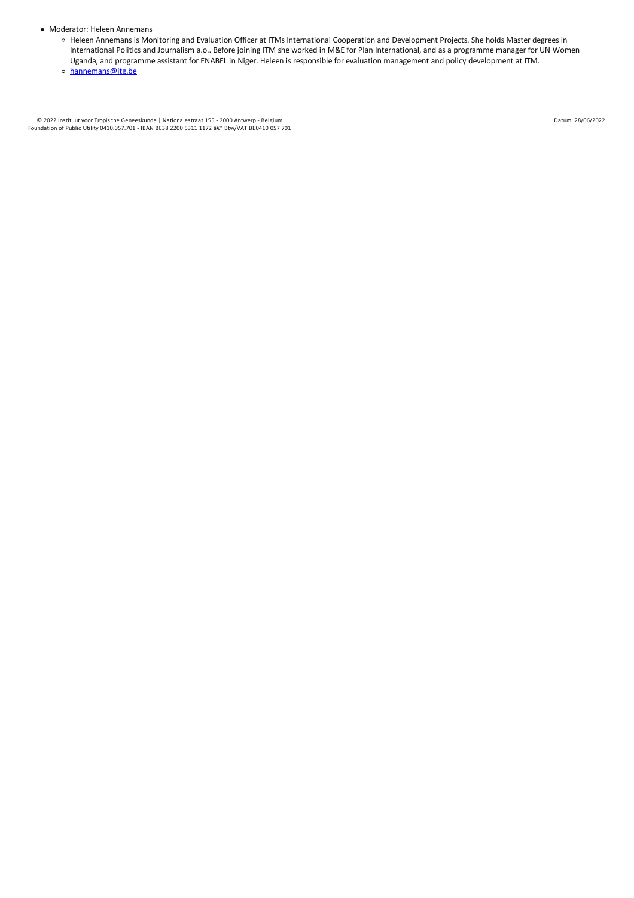- Moderator: Heleen Annemans
  - Heleen Annemans is Monitoring and Evaluation Officer at ITMs International Cooperation and Development Projects. She holds Master degrees in International Politics and Journalism a.o.. Before joining ITM she worked in M&E for Plan International, and as a programme manager for UN Women Uganda, and programme assistant for ENABEL in Niger. Heleen is responsible for evaluation management and policy development at ITM.
  - hannemans@itg.be

---

© 2022 Instituut voor Tropische Geneeskunde | Nationalestraat 155 - 2000 Antwerp - Belgium
Foundation of Public Utility 0410.057.701 - IBAN BE38 2200 5311 1172 â€" Btw/VAT BE0410 057 701

Datum: 28/06/2022